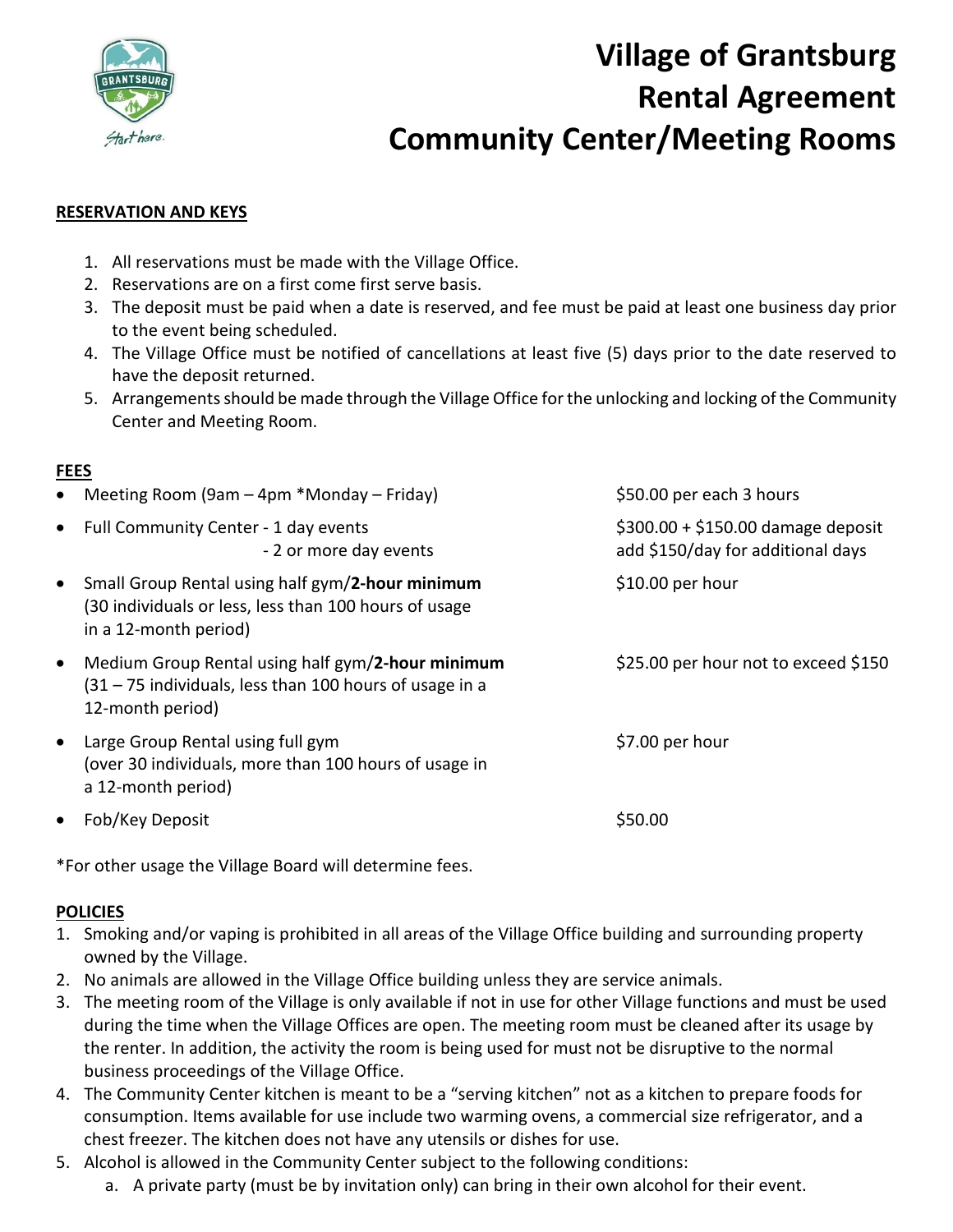# Village of Grantsburg Rental Agreement Community Center/Meeting Rooms

**RESERVATION AND KEYS**

1. All reservations must be made with the Village Office.
2. Reservations are on a first come first serve basis.
3. The deposit must be paid when a date is reserved, and fee must be paid at least one business day prior to the event being scheduled.
4. The Village Office must be notified of cancellations at least five (5) days prior to the date reserved to have the deposit returned.
5. Arrangements should be made through the Village Office for the unlocking and locking of the Community Center and Meeting Room.

**FEES**

| | |
|---|---|
| • Meeting Room (9am – 4pm *Monday – Friday) | $50.00 per each 3 hours |
| • Full Community Center - 1 day events<br>- 2 or more day events | $300.00 + $150.00 damage deposit<br>add $150/day for additional days |
| • Small Group Rental using half gym/**2-hour minimum** (30 individuals or less, less than 100 hours of usage in a 12-month period) | $10.00 per hour |
| • Medium Group Rental using half gym/**2-hour minimum** (31 – 75 individuals, less than 100 hours of usage in a 12-month period) | $25.00 per hour not to exceed $150 |
| • Large Group Rental using full gym (over 30 individuals, more than 100 hours of usage in a 12-month period) | $7.00 per hour |
| • Fob/Key Deposit | $50.00 |

*For other usage the Village Board will determine fees.

**POLICIES**

1. Smoking and/or vaping is prohibited in all areas of the Village Office building and surrounding property owned by the Village.
2. No animals are allowed in the Village Office building unless they are service animals.
3. The meeting room of the Village is only available if not in use for other Village functions and must be used during the time when the Village Offices are open. The meeting room must be cleaned after its usage by the renter. In addition, the activity the room is being used for must not be disruptive to the normal business proceedings of the Village Office.
4. The Community Center kitchen is meant to be a "serving kitchen" not as a kitchen to prepare foods for consumption. Items available for use include two warming ovens, a commercial size refrigerator, and a chest freezer. The kitchen does not have any utensils or dishes for use.
5. Alcohol is allowed in the Community Center subject to the following conditions:
   a. A private party (must be by invitation only) can bring in their own alcohol for their event.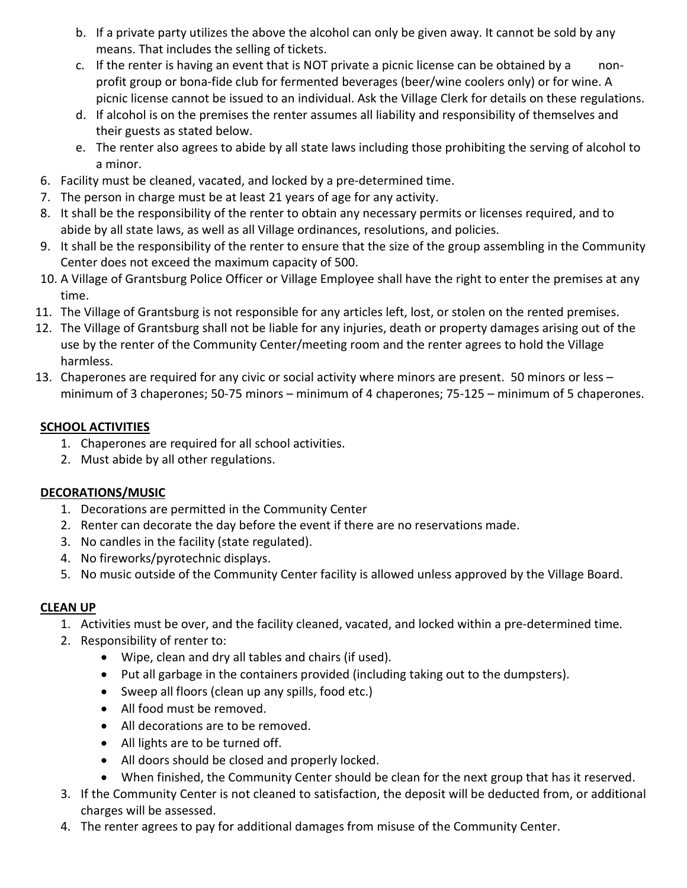b. If a private party utilizes the above the alcohol can only be given away. It cannot be sold by any means. That includes the selling of tickets.

c. If the renter is having an event that is NOT private a picnic license can be obtained by a non-profit group or bona-fide club for fermented beverages (beer/wine coolers only) or for wine. A picnic license cannot be issued to an individual. Ask the Village Clerk for details on these regulations.

d. If alcohol is on the premises the renter assumes all liability and responsibility of themselves and their guests as stated below.

e. The renter also agrees to abide by all state laws including those prohibiting the serving of alcohol to a minor.

6. Facility must be cleaned, vacated, and locked by a pre-determined time.
7. The person in charge must be at least 21 years of age for any activity.
8. It shall be the responsibility of the renter to obtain any necessary permits or licenses required, and to abide by all state laws, as well as all Village ordinances, resolutions, and policies.
9. It shall be the responsibility of the renter to ensure that the size of the group assembling in the Community Center does not exceed the maximum capacity of 500.
10. A Village of Grantsburg Police Officer or Village Employee shall have the right to enter the premises at any time.
11. The Village of Grantsburg is not responsible for any articles left, lost, or stolen on the rented premises.
12. The Village of Grantsburg shall not be liable for any injuries, death or property damages arising out of the use by the renter of the Community Center/meeting room and the renter agrees to hold the Village harmless.
13. Chaperones are required for any civic or social activity where minors are present. 50 minors or less – minimum of 3 chaperones; 50-75 minors – minimum of 4 chaperones; 75-125 – minimum of 5 chaperones.

**SCHOOL ACTIVITIES**

1. Chaperones are required for all school activities.
2. Must abide by all other regulations.

**DECORATIONS/MUSIC**

1. Decorations are permitted in the Community Center
2. Renter can decorate the day before the event if there are no reservations made.
3. No candles in the facility (state regulated).
4. No fireworks/pyrotechnic displays.
5. No music outside of the Community Center facility is allowed unless approved by the Village Board.

**CLEAN UP**

1. Activities must be over, and the facility cleaned, vacated, and locked within a pre-determined time.
2. Responsibility of renter to:
   - Wipe, clean and dry all tables and chairs (if used).
   - Put all garbage in the containers provided (including taking out to the dumpsters).
   - Sweep all floors (clean up any spills, food etc.)
   - All food must be removed.
   - All decorations are to be removed.
   - All lights are to be turned off.
   - All doors should be closed and properly locked.
   - When finished, the Community Center should be clean for the next group that has it reserved.
3. If the Community Center is not cleaned to satisfaction, the deposit will be deducted from, or additional charges will be assessed.
4. The renter agrees to pay for additional damages from misuse of the Community Center.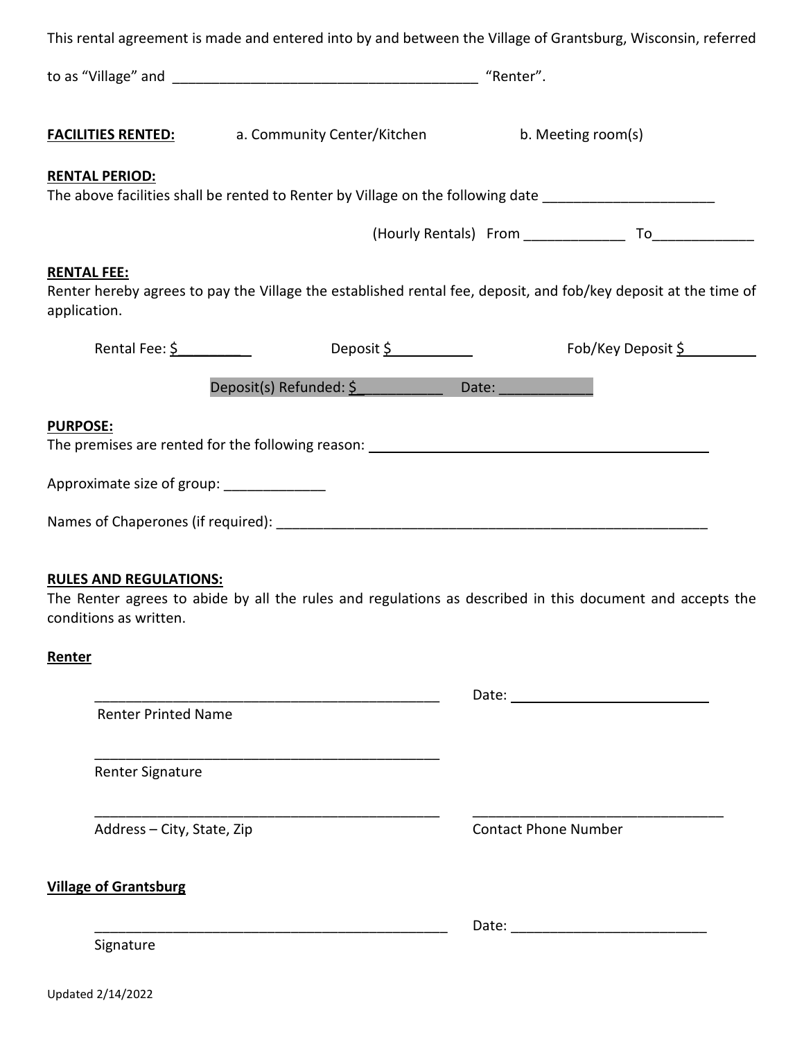This rental agreement is made and entered into by and between the Village of Grantsburg, Wisconsin, referred to as "Village" and ________________________________________ "Renter".

**FACILITIES RENTED:** a. Community Center/Kitchen b. Meeting room(s)

**RENTAL PERIOD:**
The above facilities shall be rented to Renter by Village on the following date ______________________

(Hourly Rentals) From _____________ To_____________

**RENTAL FEE:**
Renter hereby agrees to pay the Village the established rental fee, deposit, and fob/key deposit at the time of application.

Rental Fee: $_________ Deposit $__________ Fob/Key Deposit $_________

Deposit(s) Refunded: $__________ Date: ___________

**PURPOSE:**
The premises are rented for the following reason: ____________________________________________

Approximate size of group: _____________

Names of Chaperones (if required): _________________________________________________________

**RULES AND REGULATIONS:**
The Renter agrees to abide by all the rules and regulations as described in this document and accepts the conditions as written.

**Renter**

_____________________________________________ Date: ________________________
Renter Printed Name

_____________________________________________
Renter Signature

_____________________________________________ _________________________________
Address – City, State, Zip Contact Phone Number

**Village of Grantsburg**

_____________________________________________ Date: _________________________
Signature

Updated 2/14/2022